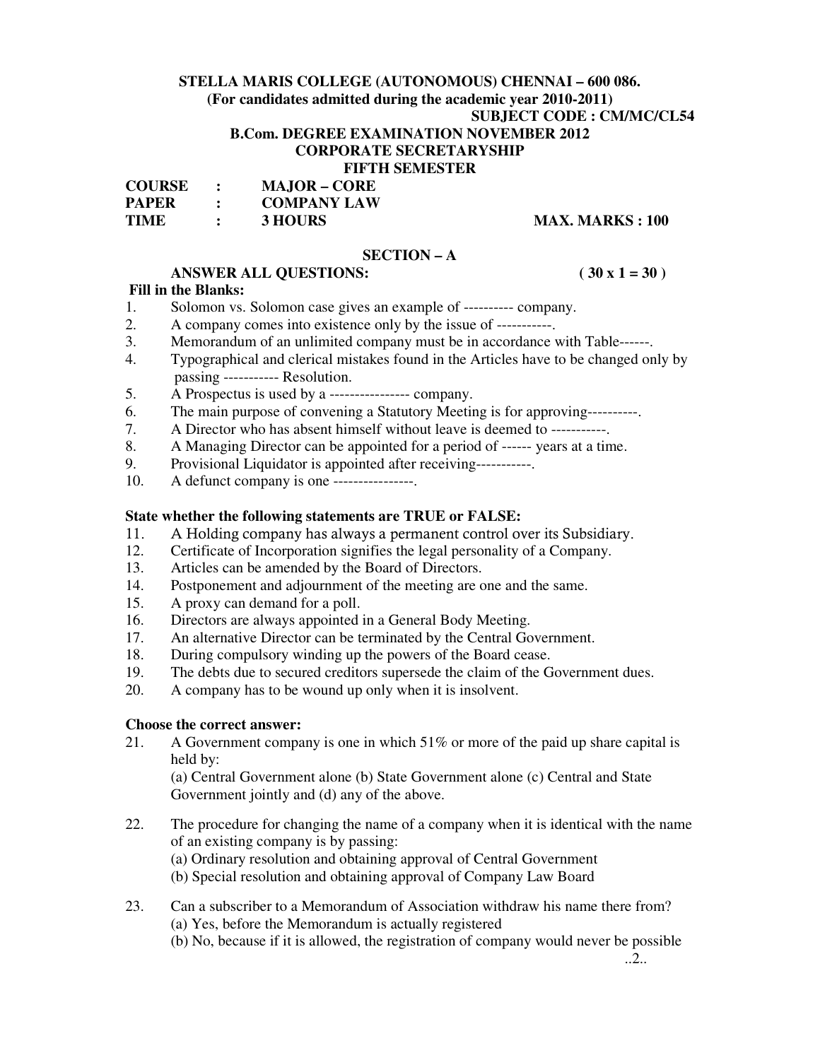**STELLA MARIS COLLEGE (AUTONOMOUS) CHENNAI – 600 086.**
**(For candidates admitted during the academic year 2010-2011)**

**SUBJECT CODE : CM/MC/CL54**

**B.Com. DEGREE EXAMINATION NOVEMBER 2012**
**CORPORATE SECRETARYSHIP**
**FIFTH SEMESTER**

**COURSE : MAJOR – CORE**
**PAPER : COMPANY LAW**
**TIME : 3 HOURS** **MAX. MARKS : 100**

## SECTION – A

**ANSWER ALL QUESTIONS: ( 30 x 1 = 30 )**

**Fill in the Blanks:**

1. Solomon vs. Solomon case gives an example of ---------- company.
2. A company comes into existence only by the issue of -----------.
3. Memorandum of an unlimited company must be in accordance with Table------.
4. Typographical and clerical mistakes found in the Articles have to be changed only by passing ----------- Resolution.
5. A Prospectus is used by a ---------------- company.
6. The main purpose of convening a Statutory Meeting is for approving----------.
7. A Director who has absent himself without leave is deemed to -----------.
8. A Managing Director can be appointed for a period of ------ years at a time.
9. Provisional Liquidator is appointed after receiving-----------.
10. A defunct company is one ----------------.

**State whether the following statements are TRUE or FALSE:**

11. A Holding company has always a permanent control over its Subsidiary.
12. Certificate of Incorporation signifies the legal personality of a Company.
13. Articles can be amended by the Board of Directors.
14. Postponement and adjournment of the meeting are one and the same.
15. A proxy can demand for a poll.
16. Directors are always appointed in a General Body Meeting.
17. An alternative Director can be terminated by the Central Government.
18. During compulsory winding up the powers of the Board cease.
19. The debts due to secured creditors supersede the claim of the Government dues.
20. A company has to be wound up only when it is insolvent.

**Choose the correct answer:**

21. A Government company is one in which 51% or more of the paid up share capital is held by:
    (a) Central Government alone (b) State Government alone (c) Central and State Government jointly and (d) any of the above.

22. The procedure for changing the name of a company when it is identical with the name of an existing company is by passing:
    (a) Ordinary resolution and obtaining approval of Central Government
    (b) Special resolution and obtaining approval of Company Law Board

23. Can a subscriber to a Memorandum of Association withdraw his name there from?
    (a) Yes, before the Memorandum is actually registered
    (b) No, because if it is allowed, the registration of company would never be possible

..2..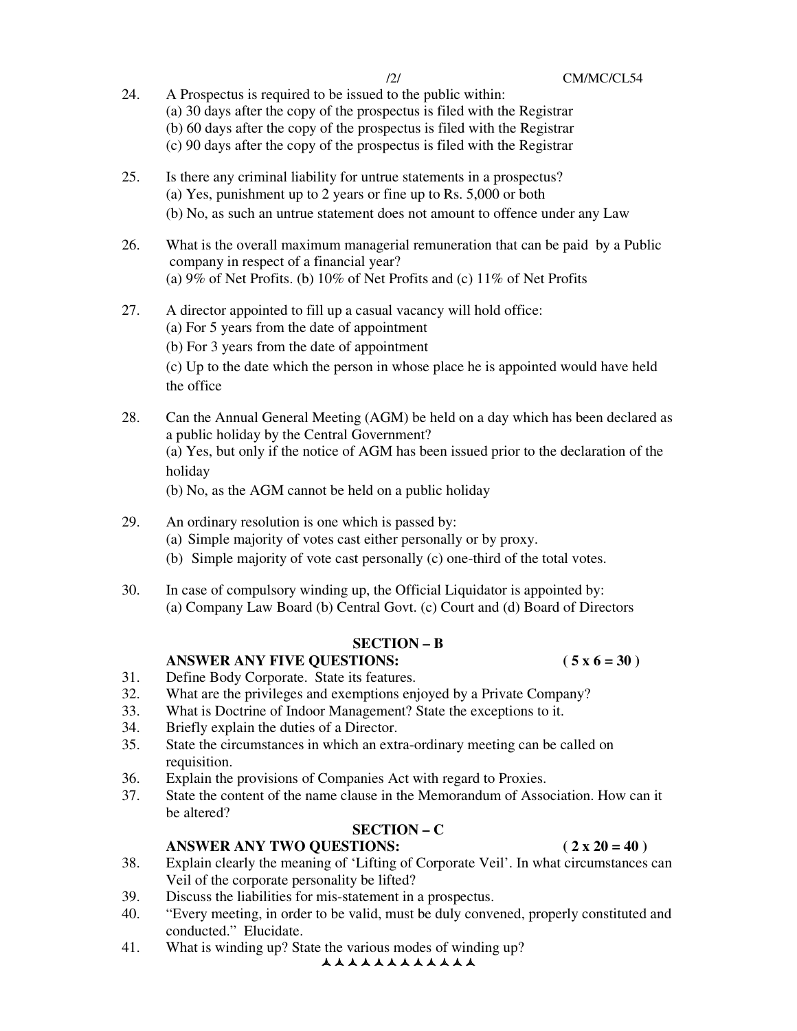24. A Prospectus is required to be issued to the public within:
    (a) 30 days after the copy of the prospectus is filed with the Registrar
    (b) 60 days after the copy of the prospectus is filed with the Registrar
    (c) 90 days after the copy of the prospectus is filed with the Registrar

25. Is there any criminal liability for untrue statements in a prospectus?
    (a) Yes, punishment up to 2 years or fine up to Rs. 5,000 or both
    (b) No, as such an untrue statement does not amount to offence under any Law

26. What is the overall maximum managerial remuneration that can be paid by a Public company in respect of a financial year?
    (a) 9% of Net Profits. (b) 10% of Net Profits and (c) 11% of Net Profits

27. A director appointed to fill up a casual vacancy will hold office:
    (a) For 5 years from the date of appointment
    (b) For 3 years from the date of appointment
    (c) Up to the date which the person in whose place he is appointed would have held the office

28. Can the Annual General Meeting (AGM) be held on a day which has been declared as a public holiday by the Central Government?
    (a) Yes, but only if the notice of AGM has been issued prior to the declaration of the holiday
    (b) No, as the AGM cannot be held on a public holiday

29. An ordinary resolution is one which is passed by:
    (a) Simple majority of votes cast either personally or by proxy.
    (b) Simple majority of vote cast personally (c) one-third of the total votes.

30. In case of compulsory winding up, the Official Liquidator is appointed by:
    (a) Company Law Board (b) Central Govt. (c) Court and (d) Board of Directors

## SECTION – B

**ANSWER ANY FIVE QUESTIONS: ( 5 x 6 = 30 )**

31. Define Body Corporate. State its features.
32. What are the privileges and exemptions enjoyed by a Private Company?
33. What is Doctrine of Indoor Management? State the exceptions to it.
34. Briefly explain the duties of a Director.
35. State the circumstances in which an extra-ordinary meeting can be called on requisition.
36. Explain the provisions of Companies Act with regard to Proxies.
37. State the content of the name clause in the Memorandum of Association. How can it be altered?

## SECTION – C

**ANSWER ANY TWO QUESTIONS: ( 2 x 20 = 40 )**

38. Explain clearly the meaning of 'Lifting of Corporate Veil'. In what circumstances can Veil of the corporate personality be lifted?
39. Discuss the liabilities for mis-statement in a prospectus.
40. "Every meeting, in order to be valid, must be duly convened, properly constituted and conducted." Elucidate.
41. What is winding up? State the various modes of winding up?